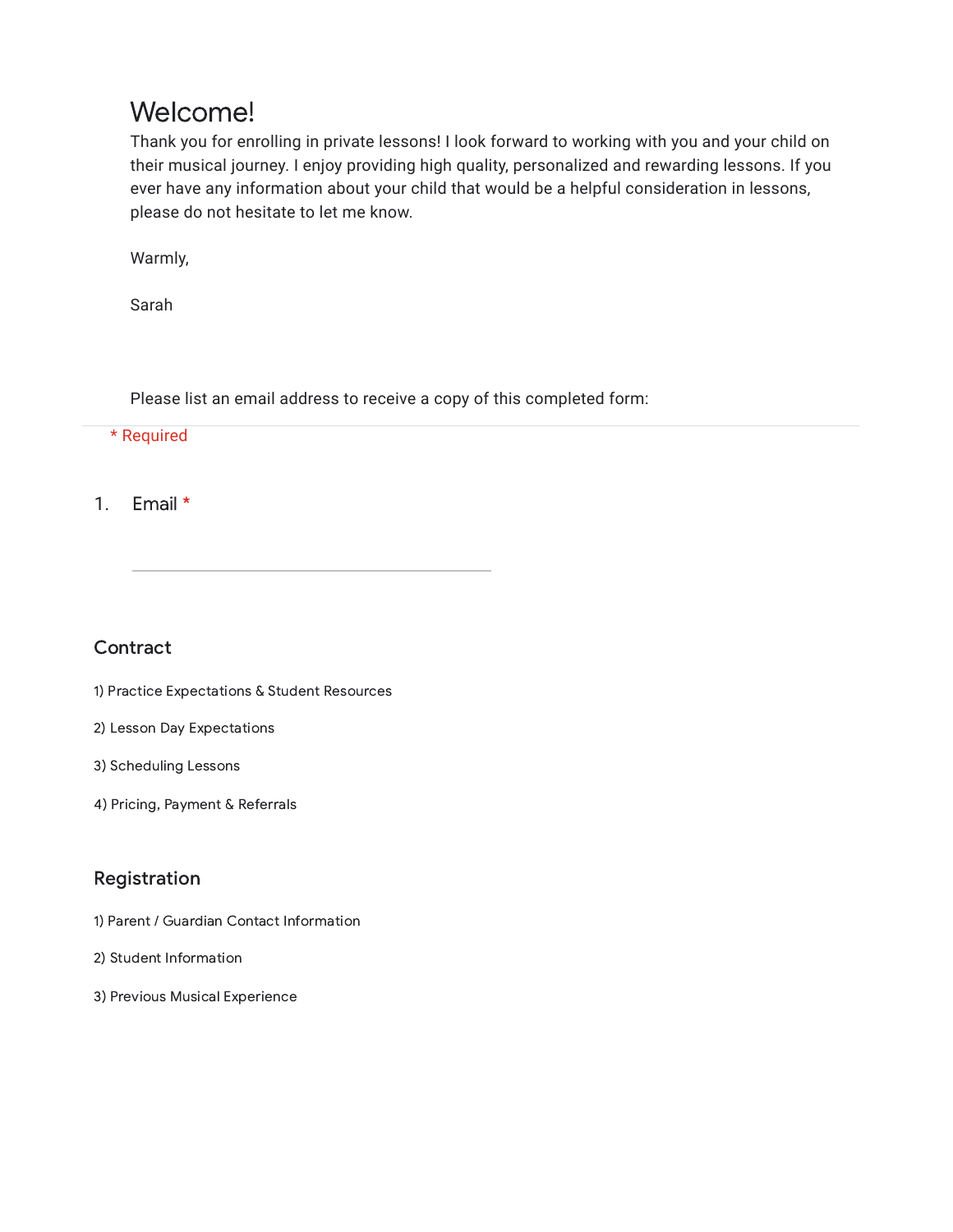# Welcome!

Thank you for enrolling in private lessons! I look forward to working with you and your child on their musical journey. I enjoy providing high quality, personalized and rewarding lessons. If you ever have any information about your child that would be a helpful consideration in lessons, please do not hesitate to let me know.

Warmly,

Sarah

Please list an email address to receive a copy of this completed form:

\* Required

1. Email *

___________________________

## Contract

1) Practice Expectations & Student Resources

2) Lesson Day Expectations

3) Scheduling Lessons

4) Pricing, Payment & Referrals

## Registration

1) Parent / Guardian Contact Information

2) Student Information

3) Previous Musical Experience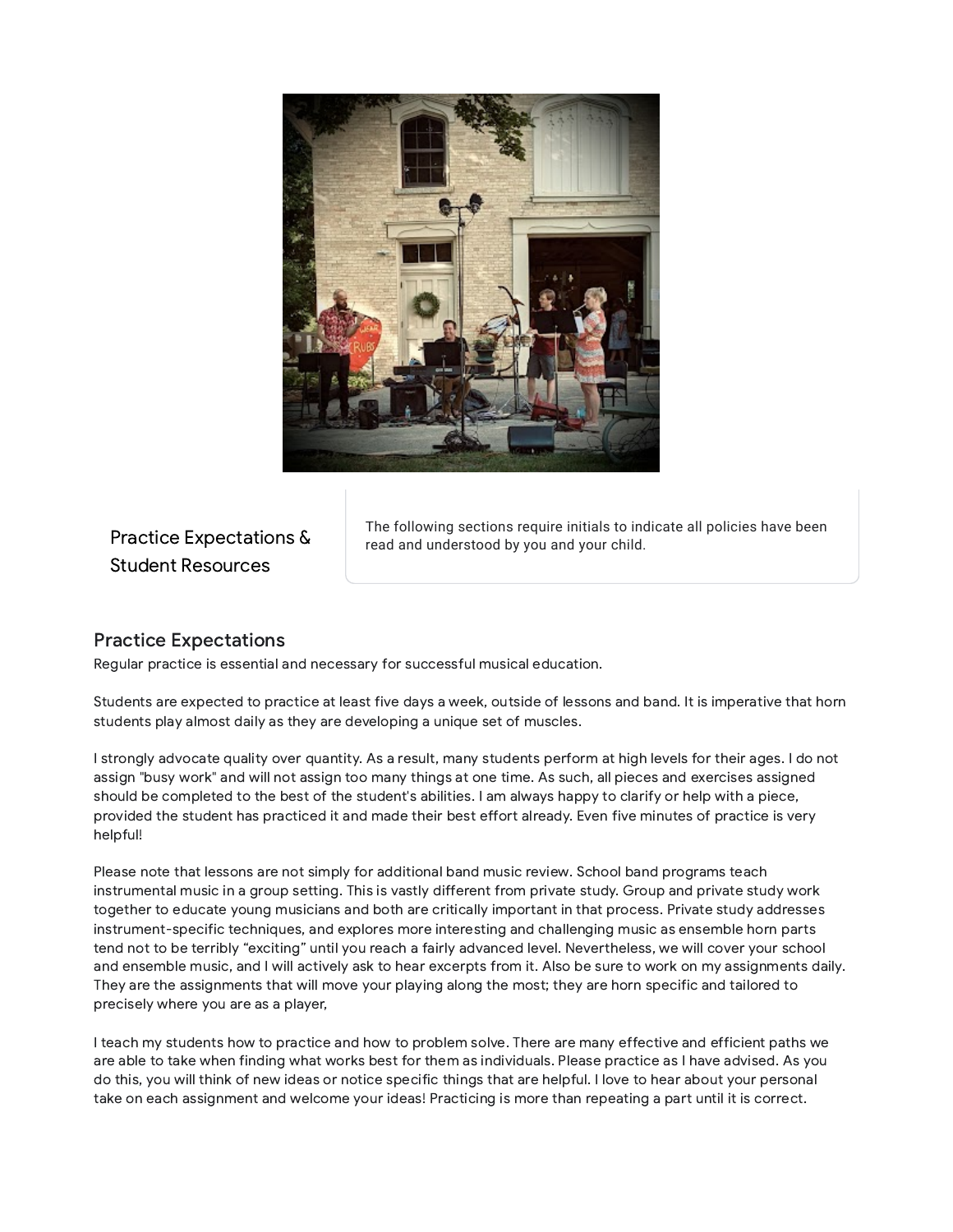## Practice Expectations & Student Resources

The following sections require initials to indicate all policies have been read and understood by you and your child.

### Practice Expectations

Regular practice is essential and necessary for successful musical education.

Students are expected to practice at least five days a week, outside of lessons and band. It is imperative that horn students play almost daily as they are developing a unique set of muscles.

I strongly advocate quality over quantity. As a result, many students perform at high levels for their ages. I do not assign "busy work" and will not assign too many things at one time. As such, all pieces and exercises assigned should be completed to the best of the student's abilities. I am always happy to clarify or help with a piece, provided the student has practiced it and made their best effort already. Even five minutes of practice is very helpful!

Please note that lessons are not simply for additional band music review. School band programs teach instrumental music in a group setting. This is vastly different from private study. Group and private study work together to educate young musicians and both are critically important in that process. Private study addresses instrument-specific techniques, and explores more interesting and challenging music as ensemble horn parts tend not to be terribly "exciting" until you reach a fairly advanced level. Nevertheless, we will cover your school and ensemble music, and I will actively ask to hear excerpts from it. Also be sure to work on my assignments daily. They are the assignments that will move your playing along the most; they are horn specific and tailored to precisely where you are as a player,

I teach my students how to practice and how to problem solve. There are many effective and efficient paths we are able to take when finding what works best for them as individuals. Please practice as I have advised. As you do this, you will think of new ideas or notice specific things that are helpful. I love to hear about your personal take on each assignment and welcome your ideas! Practicing is more than repeating a part until it is correct.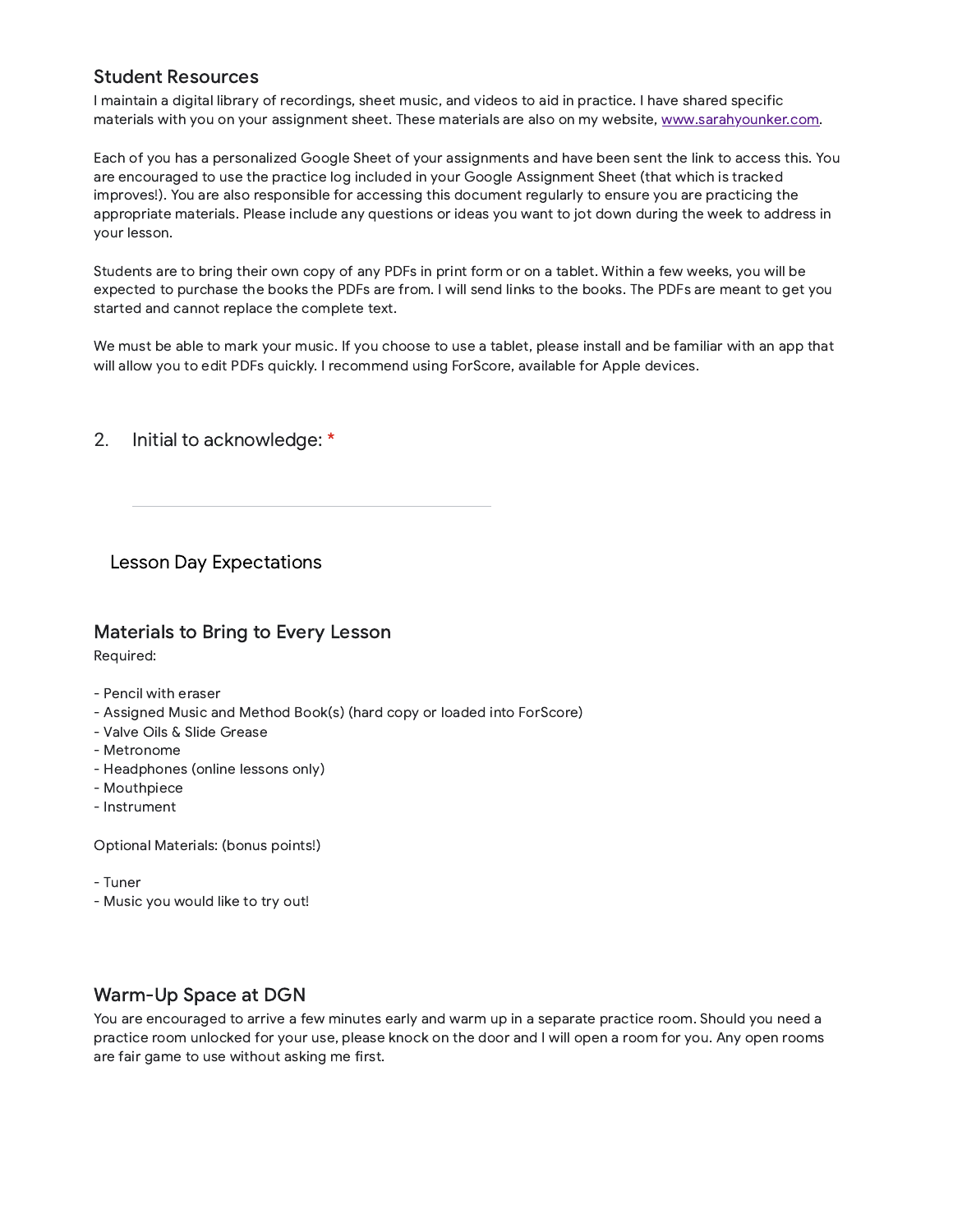## Student Resources

I maintain a digital library of recordings, sheet music, and videos to aid in practice. I have shared specific materials with you on your assignment sheet. These materials are also on my website, [www.sarahyounker.com](http://www.sarahyounker.com).

Each of you has a personalized Google Sheet of your assignments and have been sent the link to access this. You are encouraged to use the practice log included in your Google Assignment Sheet (that which is tracked improves!). You are also responsible for accessing this document regularly to ensure you are practicing the appropriate materials. Please include any questions or ideas you want to jot down during the week to address in your lesson.

Students are to bring their own copy of any PDFs in print form or on a tablet. Within a few weeks, you will be expected to purchase the books the PDFs are from. I will send links to the books. The PDFs are meant to get you started and cannot replace the complete text.

We must be able to mark your music. If you choose to use a tablet, please install and be familiar with an app that will allow you to edit PDFs quickly. I recommend using ForScore, available for Apple devices.

2. Initial to acknowledge: *

_______________________________

## Lesson Day Expectations

### Materials to Bring to Every Lesson

Required:

- Pencil with eraser
- Assigned Music and Method Book(s) (hard copy or loaded into ForScore)
- Valve Oils & Slide Grease
- Metronome
- Headphones (online lessons only)
- Mouthpiece
- Instrument

Optional Materials: (bonus points!)

- Tuner
- Music you would like to try out!

### Warm-Up Space at DGN

You are encouraged to arrive a few minutes early and warm up in a separate practice room. Should you need a practice room unlocked for your use, please knock on the door and I will open a room for you. Any open rooms are fair game to use without asking me first.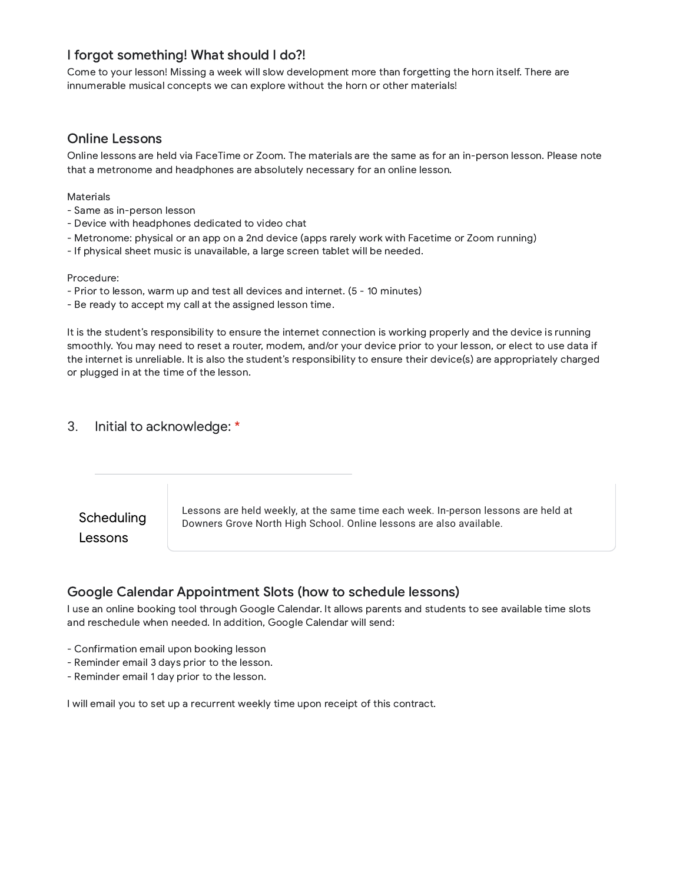## I forgot something! What should I do?!

Come to your lesson! Missing a week will slow development more than forgetting the horn itself. There are innumerable musical concepts we can explore without the horn or other materials!

## Online Lessons

Online lessons are held via FaceTime or Zoom. The materials are the same as for an in-person lesson. Please note that a metronome and headphones are absolutely necessary for an online lesson.

Materials
- Same as in-person lesson
- Device with headphones dedicated to video chat
- Metronome: physical or an app on a 2nd device (apps rarely work with Facetime or Zoom running)
- If physical sheet music is unavailable, a large screen tablet will be needed.

Procedure:
- Prior to lesson, warm up and test all devices and internet. (5 - 10 minutes)
- Be ready to accept my call at the assigned lesson time.

It is the student's responsibility to ensure the internet connection is working properly and the device is running smoothly. You may need to reset a router, modem, and/or your device prior to your lesson, or elect to use data if the internet is unreliable. It is also the student's responsibility to ensure their device(s) are appropriately charged or plugged in at the time of the lesson.

3. Initial to acknowledge: *

_______________________________

## Scheduling Lessons

Lessons are held weekly, at the same time each week. In-person lessons are held at Downers Grove North High School. Online lessons are also available.

## Google Calendar Appointment Slots (how to schedule lessons)

I use an online booking tool through Google Calendar. It allows parents and students to see available time slots and reschedule when needed. In addition, Google Calendar will send:

- Confirmation email upon booking lesson
- Reminder email 3 days prior to the lesson.
- Reminder email 1 day prior to the lesson.

I will email you to set up a recurrent weekly time upon receipt of this contract.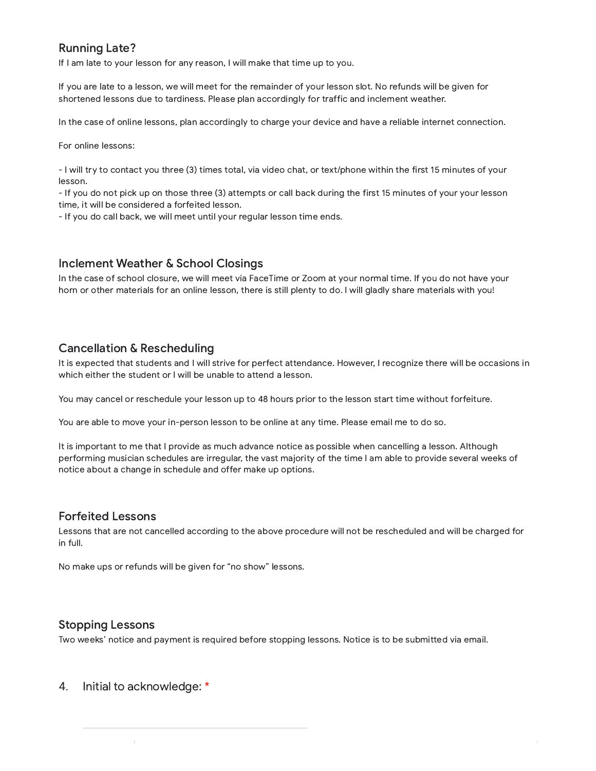## Running Late?

If I am late to your lesson for any reason, I will make that time up to you.

If you are late to a lesson, we will meet for the remainder of your lesson slot. No refunds will be given for shortened lessons due to tardiness. Please plan accordingly for traffic and inclement weather.

In the case of online lessons, plan accordingly to charge your device and have a reliable internet connection.

For online lessons:

- I will try to contact you three (3) times total, via video chat, or text/phone within the first 15 minutes of your lesson.
- If you do not pick up on those three (3) attempts or call back during the first 15 minutes of your your lesson time, it will be considered a forfeited lesson.
- If you do call back, we will meet until your regular lesson time ends.

## Inclement Weather & School Closings

In the case of school closure, we will meet via FaceTime or Zoom at your normal time. If you do not have your horn or other materials for an online lesson, there is still plenty to do. I will gladly share materials with you!

## Cancellation & Rescheduling

It is expected that students and I will strive for perfect attendance. However, I recognize there will be occasions in which either the student or I will be unable to attend a lesson.

You may cancel or reschedule your lesson up to 48 hours prior to the lesson start time without forfeiture.

You are able to move your in-person lesson to be online at any time. Please email me to do so.

It is important to me that I provide as much advance notice as possible when cancelling a lesson. Although performing musician schedules are irregular, the vast majority of the time I am able to provide several weeks of notice about a change in schedule and offer make up options.

## Forfeited Lessons

Lessons that are not cancelled according to the above procedure will not be rescheduled and will be charged for in full.

No make ups or refunds will be given for "no show" lessons.

## Stopping Lessons

Two weeks' notice and payment is required before stopping lessons. Notice is to be submitted via email.

4. Initial to acknowledge: *

\_\_\_\_\_\_\_\_\_\_\_\_\_\_\_\_\_\_\_\_\_\_\_\_\_\_\_\_\_\_\_\_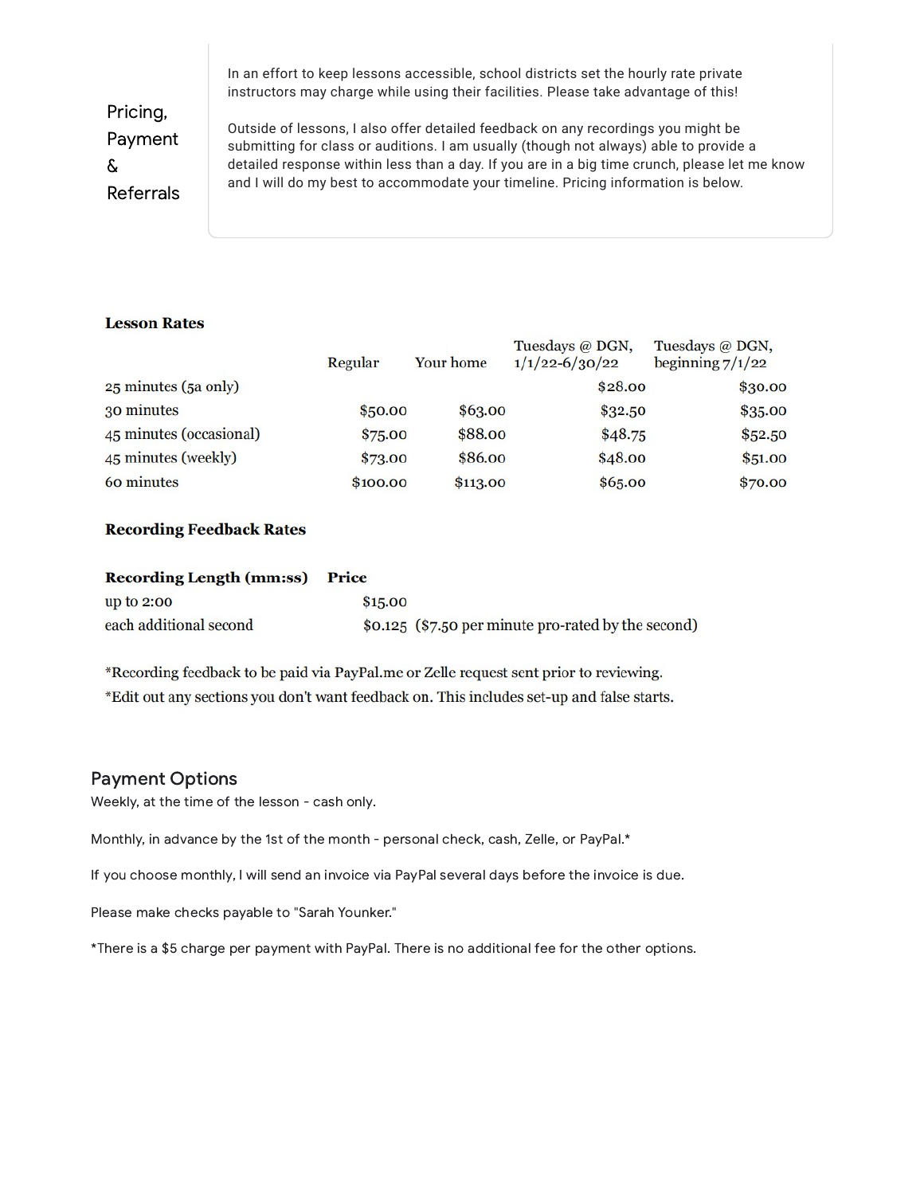## Pricing, Payment & Referrals

In an effort to keep lessons accessible, school districts set the hourly rate private instructors may charge while using their facilities. Please take advantage of this!

Outside of lessons, I also offer detailed feedback on any recordings you might be submitting for class or auditions. I am usually (though not always) able to provide a detailed response within less than a day. If you are in a big time crunch, please let me know and I will do my best to accommodate your timeline. Pricing information is below.

**Lesson Rates**

| | Regular | Your home | Tuesdays @ DGN, 1/1/22-6/30/22 | Tuesdays @ DGN, beginning 7/1/22 |
|---|---|---|---|---|
| 25 minutes (5a only) | | | $28.00 | $30.00 |
| 30 minutes | $50.00 | $63.00 | $32.50 | $35.00 |
| 45 minutes (occasional) | $75.00 | $88.00 | $48.75 | $52.50 |
| 45 minutes (weekly) | $73.00 | $86.00 | $48.00 | $51.00 |
| 60 minutes | $100.00 | $113.00 | $65.00 | $70.00 |

**Recording Feedback Rates**

| Recording Length (mm:ss) | Price |
|---|---|
| up to 2:00 | $15.00 |
| each additional second | $0.125 ($7.50 per minute pro-rated by the second) |

*Recording feedback to be paid via PayPal.me or Zelle request sent prior to reviewing.
*Edit out any sections you don't want feedback on. This includes set-up and false starts.

### Payment Options

Weekly, at the time of the lesson - cash only.

Monthly, in advance by the 1st of the month - personal check, cash, Zelle, or PayPal.*

If you choose monthly, I will send an invoice via PayPal several days before the invoice is due.

Please make checks payable to "Sarah Younker."

*There is a $5 charge per payment with PayPal. There is no additional fee for the other options.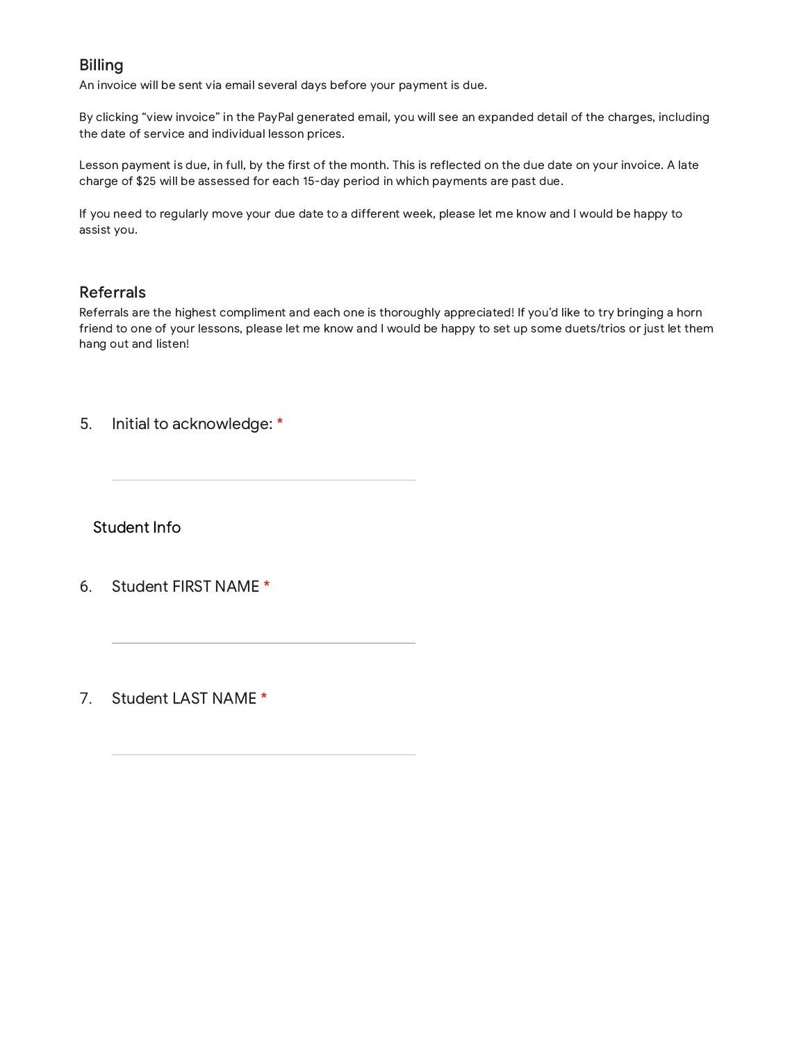## Billing

An invoice will be sent via email several days before your payment is due.

By clicking “view invoice” in the PayPal generated email, you will see an expanded detail of the charges, including the date of service and individual lesson prices.

Lesson payment is due, in full, by the first of the month. This is reflected on the due date on your invoice. A late charge of $25 will be assessed for each 15-day period in which payments are past due.

If you need to regularly move your due date to a different week, please let me know and I would be happy to assist you.

## Referrals

Referrals are the highest compliment and each one is thoroughly appreciated! If you’d like to try bringing a horn friend to one of your lessons, please let me know and I would be happy to set up some duets/trios or just let them hang out and listen!

5. Initial to acknowledge: *

___________________________

## Student Info

6. Student FIRST NAME *

___________________________

7. Student LAST NAME *

___________________________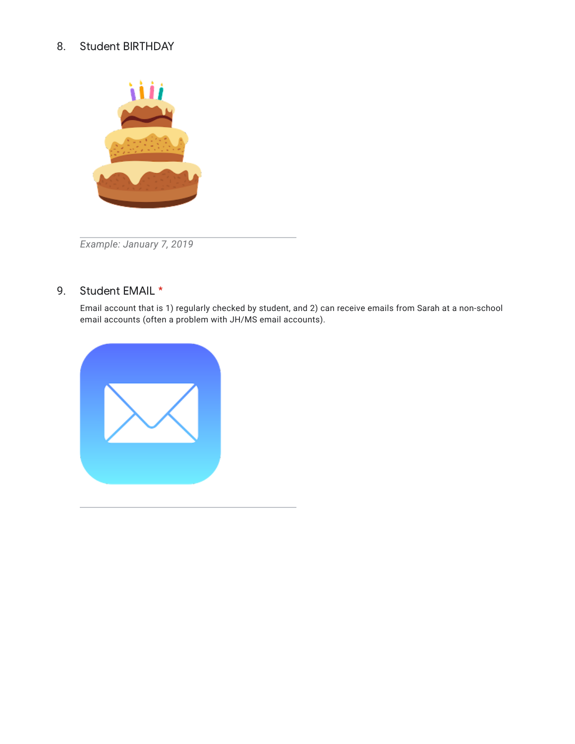8. Student BIRTHDAY

*Example: January 7, 2019*

9. Student EMAIL *

Email account that is 1) regularly checked by student, and 2) can receive emails from Sarah at a non-school email accounts (often a problem with JH/MS email accounts).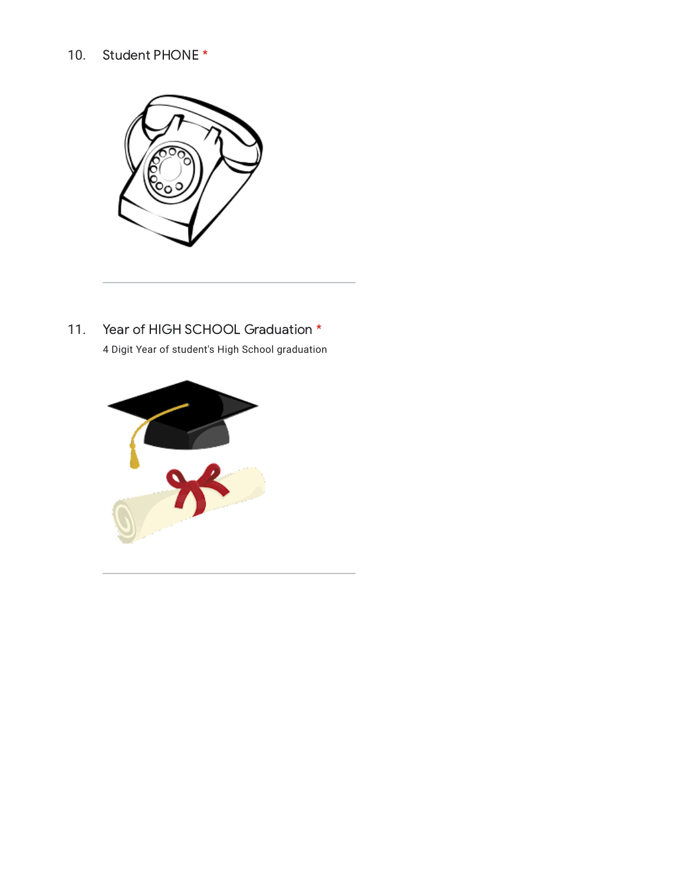10. Student PHONE *

---

11. Year of HIGH SCHOOL Graduation *

4 Digit Year of student's High School graduation

---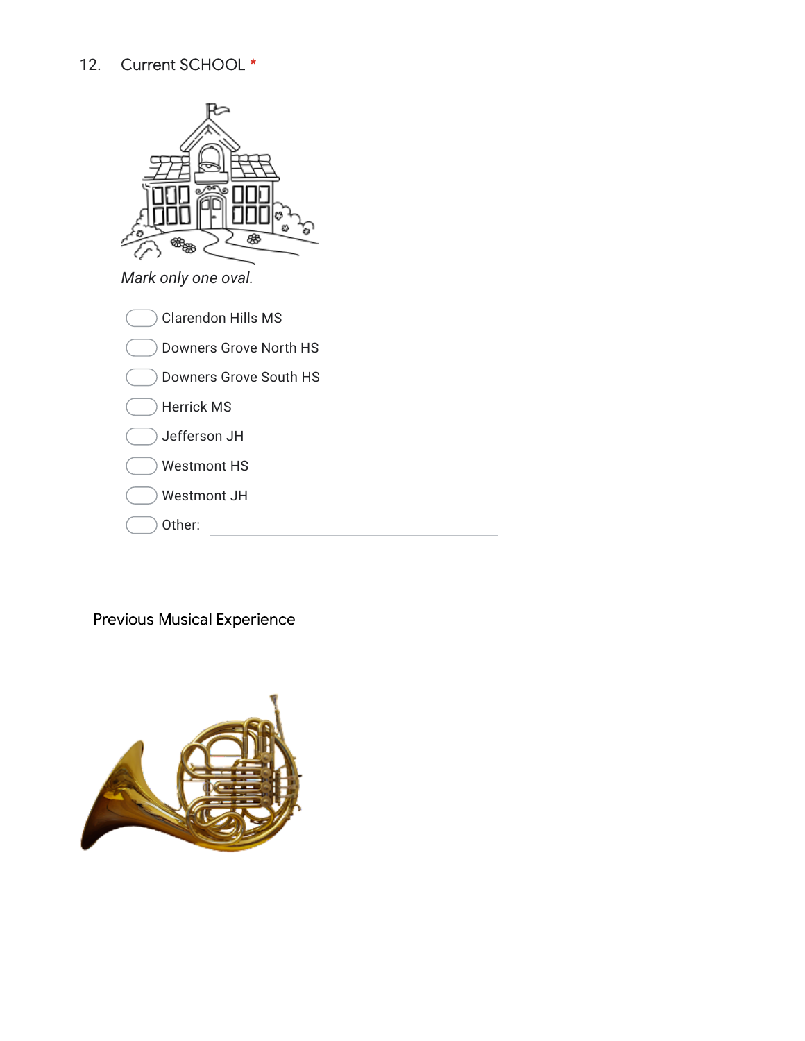12. Current SCHOOL *

*Mark only one oval.*

- ( ) Clarendon Hills MS
- ( ) Downers Grove North HS
- ( ) Downers Grove South HS
- ( ) Herrick MS
- ( ) Jefferson JH
- ( ) Westmont HS
- ( ) Westmont JH
- ( ) Other: ______________________

## Previous Musical Experience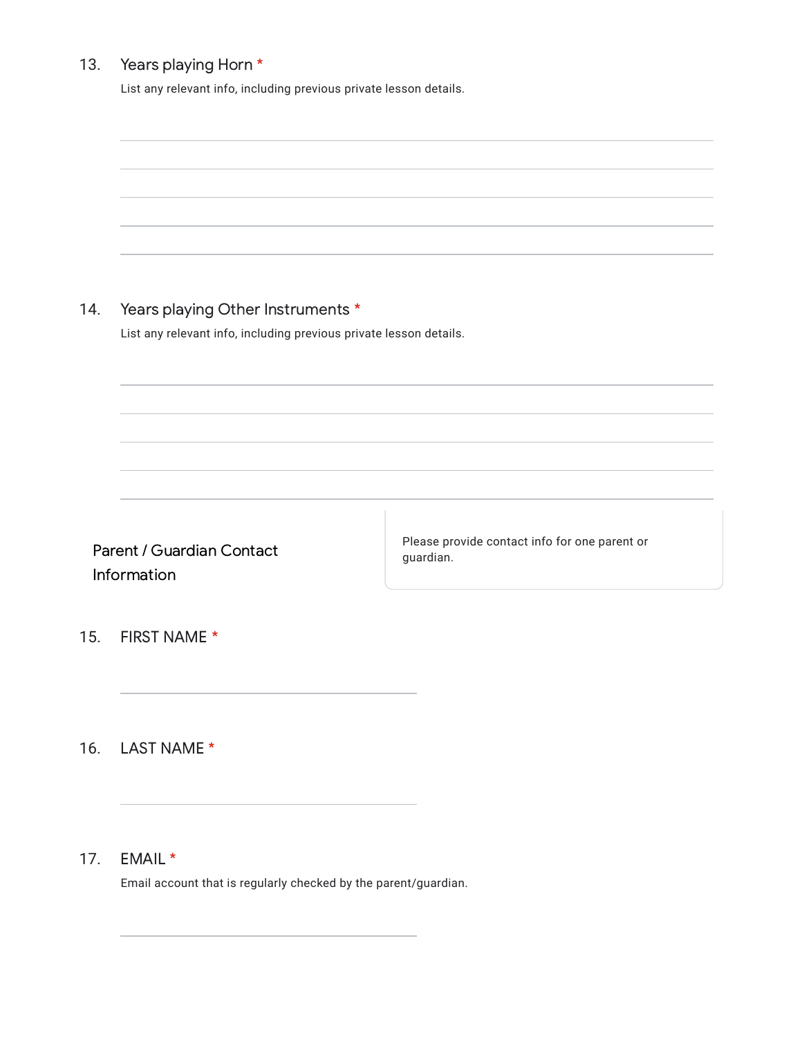13. Years playing Horn *

List any relevant info, including previous private lesson details.

14. Years playing Other Instruments *

List any relevant info, including previous private lesson details.

## Parent / Guardian Contact Information

Please provide contact info for one parent or guardian.

15. FIRST NAME *

16. LAST NAME *

17. EMAIL *

Email account that is regularly checked by the parent/guardian.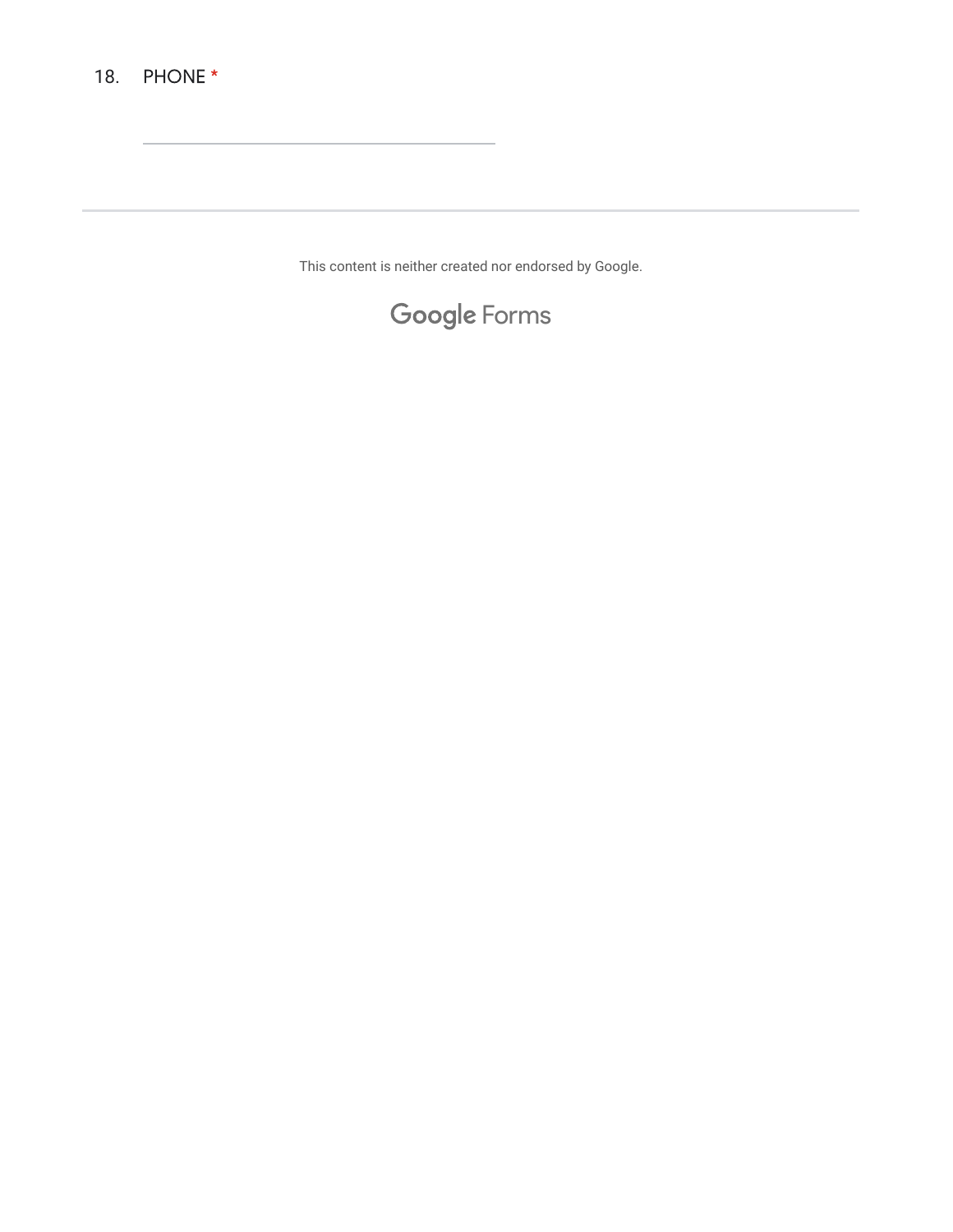18. PHONE *

_______________________________________

---

This content is neither created nor endorsed by Google.

Google Forms